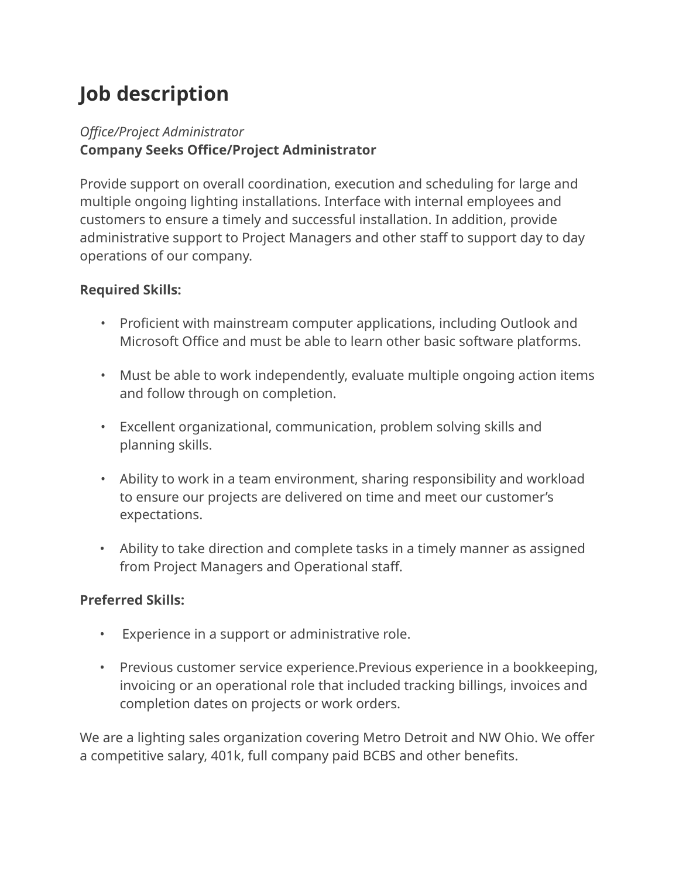# Job description

*Office/Project Administrator*
**Company Seeks Office/Project Administrator**

Provide support on overall coordination, execution and scheduling for large and multiple ongoing lighting installations. Interface with internal employees and customers to ensure a timely and successful installation. In addition, provide administrative support to Project Managers and other staff to support day to day operations of our company.

**Required Skills:**

- Proficient with mainstream computer applications, including Outlook and Microsoft Office and must be able to learn other basic software platforms.
- Must be able to work independently, evaluate multiple ongoing action items and follow through on completion.
- Excellent organizational, communication, problem solving skills and planning skills.
- Ability to work in a team environment, sharing responsibility and workload to ensure our projects are delivered on time and meet our customer's expectations.
- Ability to take direction and complete tasks in a timely manner as assigned from Project Managers and Operational staff.

**Preferred Skills:**

- Experience in a support or administrative role.
- Previous customer service experience.Previous experience in a bookkeeping, invoicing or an operational role that included tracking billings, invoices and completion dates on projects or work orders.

We are a lighting sales organization covering Metro Detroit and NW Ohio. We offer a competitive salary, 401k, full company paid BCBS and other benefits.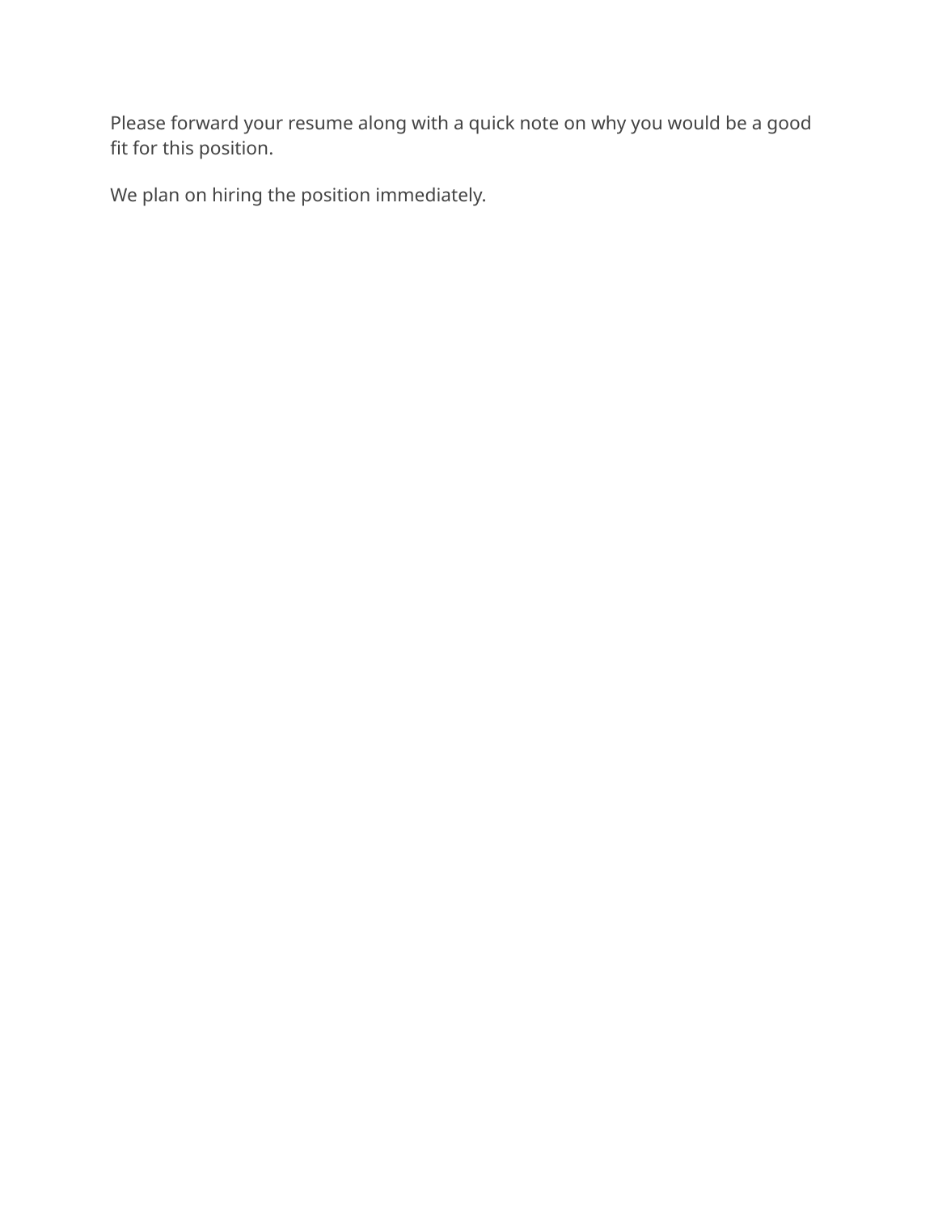Please forward your resume along with a quick note on why you would be a good fit for this position.

We plan on hiring the position immediately.